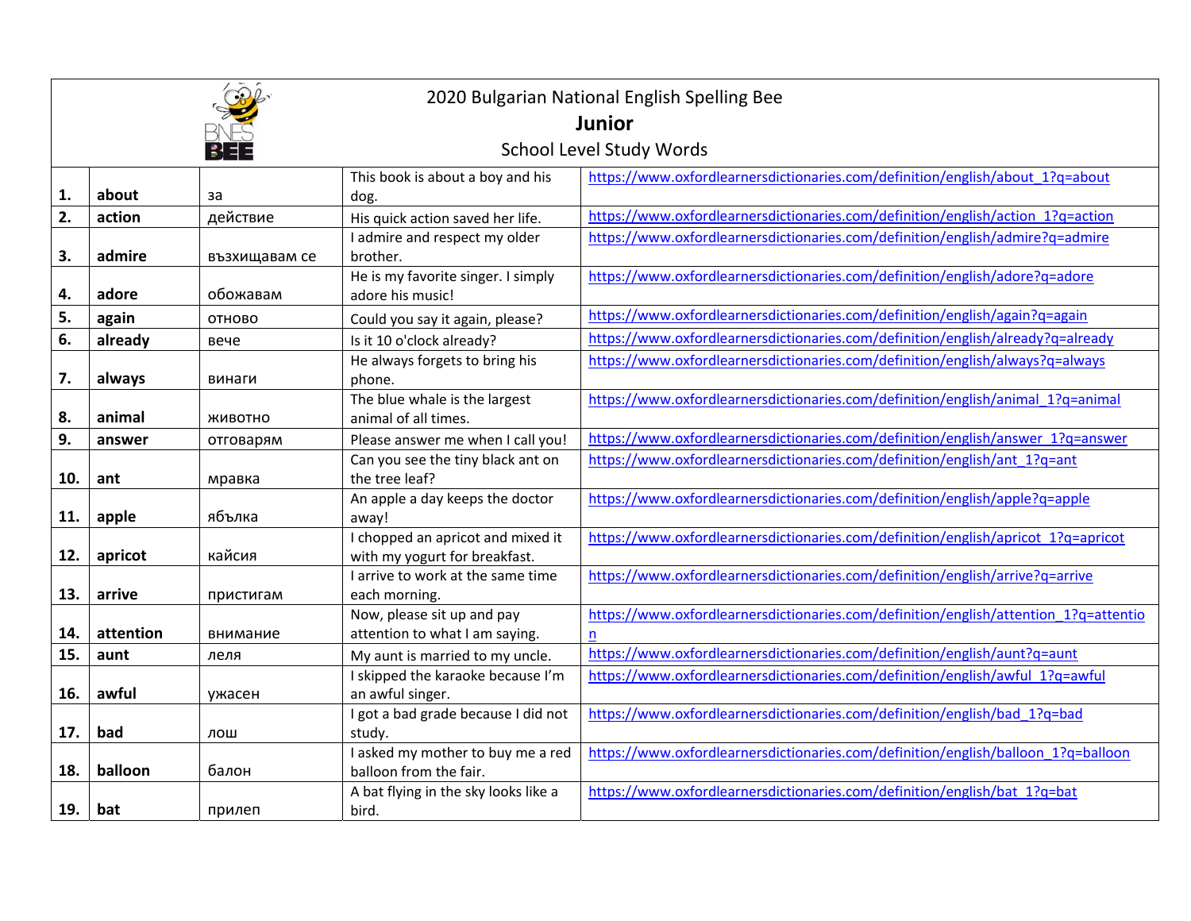# 2020 Bulgarian National English Spelling Bee

## Junior

### School Level Study Words

| | | | | |
|---|---|---|---|---|
| 1. | **about** | за | This book is about a boy and his dog. | https://www.oxfordlearnersdictionaries.com/definition/english/about_1?q=about |
| 2. | **action** | действие | His quick action saved her life. | https://www.oxfordlearnersdictionaries.com/definition/english/action_1?q=action |
| 3. | **admire** | възхищавам се | I admire and respect my older brother. | https://www.oxfordlearnersdictionaries.com/definition/english/admire?q=admire |
| 4. | **adore** | обожавам | He is my favorite singer. I simply adore his music! | https://www.oxfordlearnersdictionaries.com/definition/english/adore?q=adore |
| 5. | **again** | отново | Could you say it again, please? | https://www.oxfordlearnersdictionaries.com/definition/english/again?q=again |
| 6. | **already** | вече | Is it 10 o'clock already? | https://www.oxfordlearnersdictionaries.com/definition/english/already?q=already |
| 7. | **always** | винаги | He always forgets to bring his phone. | https://www.oxfordlearnersdictionaries.com/definition/english/always?q=always |
| 8. | **animal** | животно | The blue whale is the largest animal of all times. | https://www.oxfordlearnersdictionaries.com/definition/english/animal_1?q=animal |
| 9. | **answer** | отговарям | Please answer me when I call you! | https://www.oxfordlearnersdictionaries.com/definition/english/answer_1?q=answer |
| 10. | **ant** | мравка | Can you see the tiny black ant on the tree leaf? | https://www.oxfordlearnersdictionaries.com/definition/english/ant_1?q=ant |
| 11. | **apple** | ябълка | An apple a day keeps the doctor away! | https://www.oxfordlearnersdictionaries.com/definition/english/apple?q=apple |
| 12. | **apricot** | кайсия | I chopped an apricot and mixed it with my yogurt for breakfast. | https://www.oxfordlearnersdictionaries.com/definition/english/apricot_1?q=apricot |
| 13. | **arrive** | пристигам | I arrive to work at the same time each morning. | https://www.oxfordlearnersdictionaries.com/definition/english/arrive?q=arrive |
| 14. | **attention** | внимание | Now, please sit up and pay attention to what I am saying. | https://www.oxfordlearnersdictionaries.com/definition/english/attention_1?q=attention |
| 15. | **aunt** | леля | My aunt is married to my uncle. | https://www.oxfordlearnersdictionaries.com/definition/english/aunt?q=aunt |
| 16. | **awful** | ужасен | I skipped the karaoke because I'm an awful singer. | https://www.oxfordlearnersdictionaries.com/definition/english/awful_1?q=awful |
| 17. | **bad** | лош | I got a bad grade because I did not study. | https://www.oxfordlearnersdictionaries.com/definition/english/bad_1?q=bad |
| 18. | **balloon** | балон | I asked my mother to buy me a red balloon from the fair. | https://www.oxfordlearnersdictionaries.com/definition/english/balloon_1?q=balloon |
| 19. | **bat** | прилеп | A bat flying in the sky looks like a bird. | https://www.oxfordlearnersdictionaries.com/definition/english/bat_1?q=bat |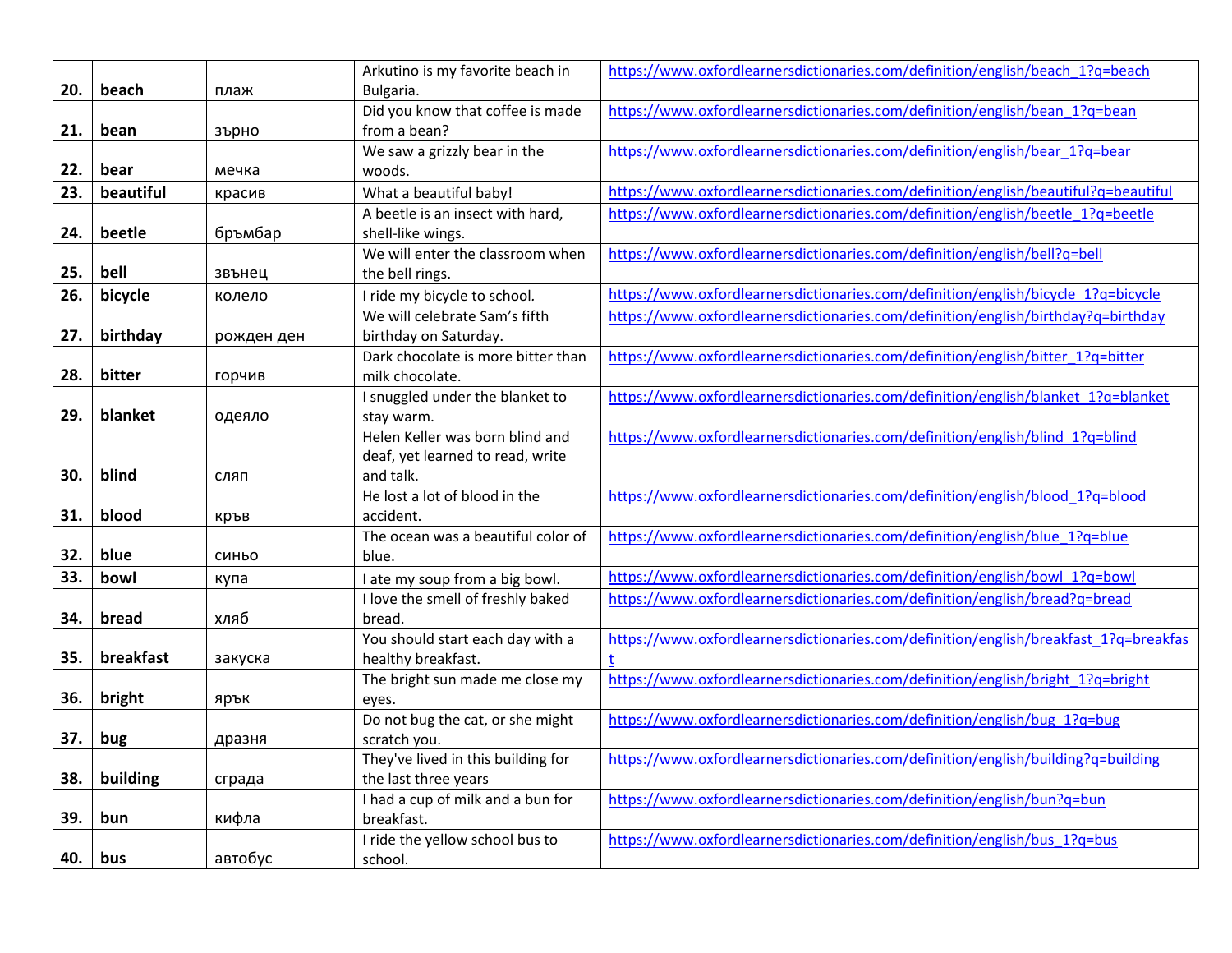| | | | | |
|---|---|---|---|---|
| 20. | **beach** | плаж | Arkutino is my favorite beach in Bulgaria. | https://www.oxfordlearnersdictionaries.com/definition/english/beach_1?q=beach |
| 21. | **bean** | зърно | Did you know that coffee is made from a bean? | https://www.oxfordlearnersdictionaries.com/definition/english/bean_1?q=bean |
| 22. | **bear** | мечка | We saw a grizzly bear in the woods. | https://www.oxfordlearnersdictionaries.com/definition/english/bear_1?q=bear |
| 23. | **beautiful** | красив | What a beautiful baby! | https://www.oxfordlearnersdictionaries.com/definition/english/beautiful?q=beautiful |
| 24. | **beetle** | бръмбар | A beetle is an insect with hard, shell-like wings. | https://www.oxfordlearnersdictionaries.com/definition/english/beetle_1?q=beetle |
| 25. | **bell** | звънец | We will enter the classroom when the bell rings. | https://www.oxfordlearnersdictionaries.com/definition/english/bell?q=bell |
| 26. | **bicycle** | колело | I ride my bicycle to school. | https://www.oxfordlearnersdictionaries.com/definition/english/bicycle_1?q=bicycle |
| 27. | **birthday** | рожден ден | We will celebrate Sam's fifth birthday on Saturday. | https://www.oxfordlearnersdictionaries.com/definition/english/birthday?q=birthday |
| 28. | **bitter** | горчив | Dark chocolate is more bitter than milk chocolate. | https://www.oxfordlearnersdictionaries.com/definition/english/bitter_1?q=bitter |
| 29. | **blanket** | одеяло | I snuggled under the blanket to stay warm. | https://www.oxfordlearnersdictionaries.com/definition/english/blanket_1?q=blanket |
| 30. | **blind** | сляп | Helen Keller was born blind and deaf, yet learned to read, write and talk. | https://www.oxfordlearnersdictionaries.com/definition/english/blind_1?q=blind |
| 31. | **blood** | кръв | He lost a lot of blood in the accident. | https://www.oxfordlearnersdictionaries.com/definition/english/blood_1?q=blood |
| 32. | **blue** | синьо | The ocean was a beautiful color of blue. | https://www.oxfordlearnersdictionaries.com/definition/english/blue_1?q=blue |
| 33. | **bowl** | купа | I ate my soup from a big bowl. | https://www.oxfordlearnersdictionaries.com/definition/english/bowl_1?q=bowl |
| 34. | **bread** | хляб | I love the smell of freshly baked bread. | https://www.oxfordlearnersdictionaries.com/definition/english/bread?q=bread |
| 35. | **breakfast** | закуска | You should start each day with a healthy breakfast. | https://www.oxfordlearnersdictionaries.com/definition/english/breakfast_1?q=breakfast |
| 36. | **bright** | ярък | The bright sun made me close my eyes. | https://www.oxfordlearnersdictionaries.com/definition/english/bright_1?q=bright |
| 37. | **bug** | дразня | Do not bug the cat, or she might scratch you. | https://www.oxfordlearnersdictionaries.com/definition/english/bug_1?q=bug |
| 38. | **building** | сграда | They've lived in this building for the last three years | https://www.oxfordlearnersdictionaries.com/definition/english/building?q=building |
| 39. | **bun** | кифла | I had a cup of milk and a bun for breakfast. | https://www.oxfordlearnersdictionaries.com/definition/english/bun?q=bun |
| 40. | **bus** | автобус | I ride the yellow school bus to school. | https://www.oxfordlearnersdictionaries.com/definition/english/bus_1?q=bus |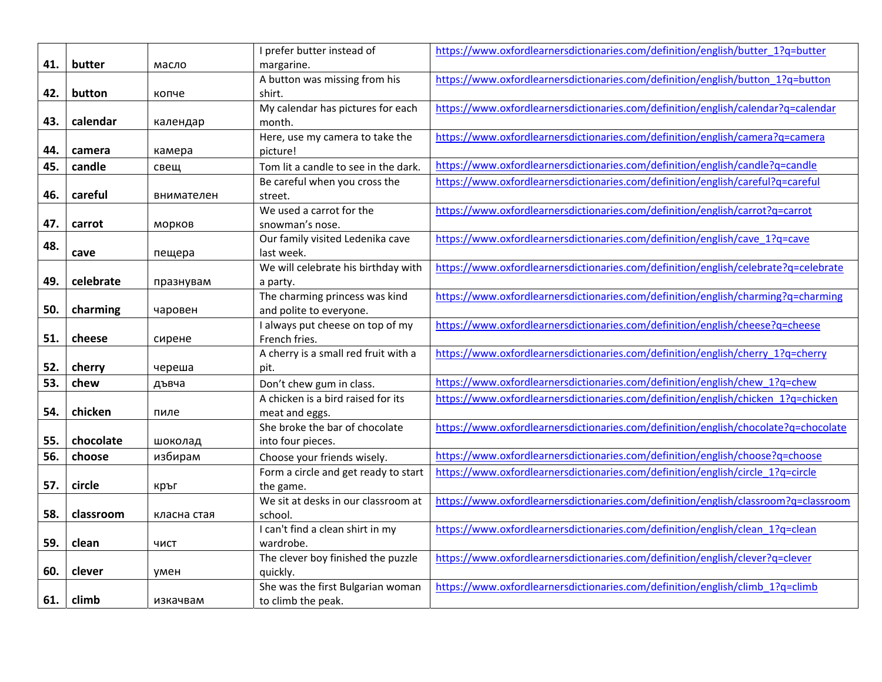| | | | | |
|---|---|---|---|---|
| 41. | **butter** | масло | I prefer butter instead of margarine. | https://www.oxfordlearnersdictionaries.com/definition/english/butter_1?q=butter |
| 42. | **button** | копче | A button was missing from his shirt. | https://www.oxfordlearnersdictionaries.com/definition/english/button_1?q=button |
| 43. | **calendar** | календар | My calendar has pictures for each month. | https://www.oxfordlearnersdictionaries.com/definition/english/calendar?q=calendar |
| 44. | **camera** | камера | Here, use my camera to take the picture! | https://www.oxfordlearnersdictionaries.com/definition/english/camera?q=camera |
| 45. | **candle** | свещ | Tom lit a candle to see in the dark. | https://www.oxfordlearnersdictionaries.com/definition/english/candle?q=candle |
| 46. | **careful** | внимателен | Be careful when you cross the street. | https://www.oxfordlearnersdictionaries.com/definition/english/careful?q=careful |
| 47. | **carrot** | морков | We used a carrot for the snowman's nose. | https://www.oxfordlearnersdictionaries.com/definition/english/carrot?q=carrot |
| 48. | **cave** | пещера | Our family visited Ledenika cave last week. | https://www.oxfordlearnersdictionaries.com/definition/english/cave_1?q=cave |
| 49. | **celebrate** | празнувам | We will celebrate his birthday with a party. | https://www.oxfordlearnersdictionaries.com/definition/english/celebrate?q=celebrate |
| 50. | **charming** | чаровен | The charming princess was kind and polite to everyone. | https://www.oxfordlearnersdictionaries.com/definition/english/charming?q=charming |
| 51. | **cheese** | сирене | I always put cheese on top of my French fries. | https://www.oxfordlearnersdictionaries.com/definition/english/cheese?q=cheese |
| 52. | **cherry** | череша | A cherry is a small red fruit with a pit. | https://www.oxfordlearnersdictionaries.com/definition/english/cherry_1?q=cherry |
| 53. | **chew** | дъвча | Don't chew gum in class. | https://www.oxfordlearnersdictionaries.com/definition/english/chew_1?q=chew |
| 54. | **chicken** | пиле | A chicken is a bird raised for its meat and eggs. | https://www.oxfordlearnersdictionaries.com/definition/english/chicken_1?q=chicken |
| 55. | **chocolate** | шоколад | She broke the bar of chocolate into four pieces. | https://www.oxfordlearnersdictionaries.com/definition/english/chocolate?q=chocolate |
| 56. | **choose** | избирам | Choose your friends wisely. | https://www.oxfordlearnersdictionaries.com/definition/english/choose?q=choose |
| 57. | **circle** | кръг | Form a circle and get ready to start the game. | https://www.oxfordlearnersdictionaries.com/definition/english/circle_1?q=circle |
| 58. | **classroom** | класна стая | We sit at desks in our classroom at school. | https://www.oxfordlearnersdictionaries.com/definition/english/classroom?q=classroom |
| 59. | **clean** | чист | I can't find a clean shirt in my wardrobe. | https://www.oxfordlearnersdictionaries.com/definition/english/clean_1?q=clean |
| 60. | **clever** | умен | The clever boy finished the puzzle quickly. | https://www.oxfordlearnersdictionaries.com/definition/english/clever?q=clever |
| 61. | **climb** | изкачвам | She was the first Bulgarian woman to climb the peak. | https://www.oxfordlearnersdictionaries.com/definition/english/climb_1?q=climb |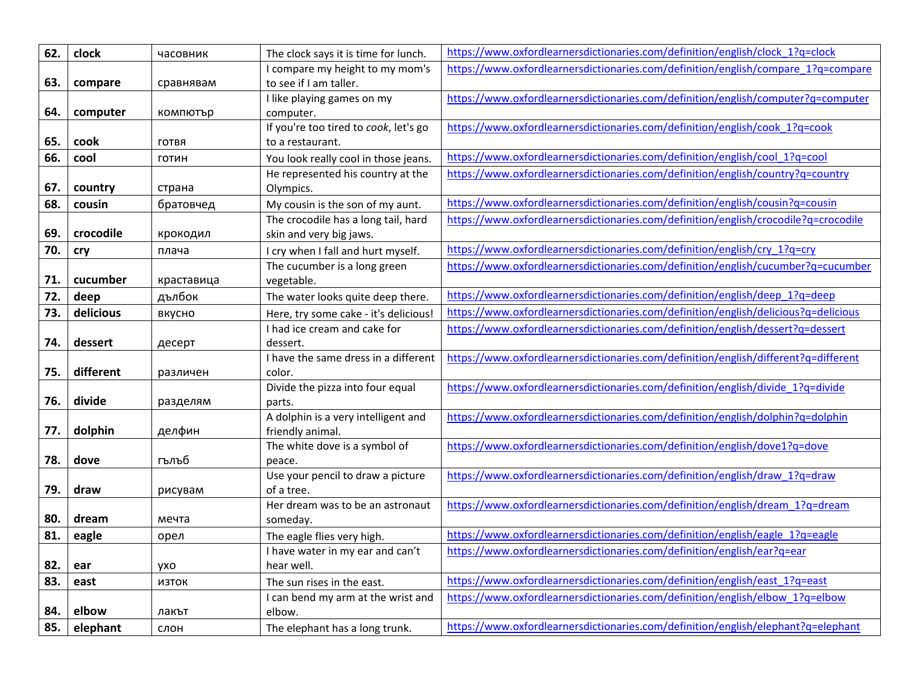| | | | | |
|---|---|---|---|---|
| **62.** | **clock** | часовник | The clock says it is time for lunch. | https://www.oxfordlearnersdictionaries.com/definition/english/clock_1?q=clock |
| **63.** | **compare** | сравнявам | I compare my height to my mom's to see if I am taller. | https://www.oxfordlearnersdictionaries.com/definition/english/compare_1?q=compare |
| **64.** | **computer** | компютър | I like playing games on my computer. | https://www.oxfordlearnersdictionaries.com/definition/english/computer?q=computer |
| **65.** | **cook** | готвя | If you're too tired to *cook*, let's go to a restaurant. | https://www.oxfordlearnersdictionaries.com/definition/english/cook_1?q=cook |
| **66.** | **cool** | готин | You look really cool in those jeans. | https://www.oxfordlearnersdictionaries.com/definition/english/cool_1?q=cool |
| **67.** | **country** | страна | He represented his country at the Olympics. | https://www.oxfordlearnersdictionaries.com/definition/english/country?q=country |
| **68.** | **cousin** | братовчед | My cousin is the son of my aunt. | https://www.oxfordlearnersdictionaries.com/definition/english/cousin?q=cousin |
| **69.** | **crocodile** | крокодил | The crocodile has a long tail, hard skin and very big jaws. | https://www.oxfordlearnersdictionaries.com/definition/english/crocodile?q=crocodile |
| **70.** | **cry** | плача | I cry when I fall and hurt myself. | https://www.oxfordlearnersdictionaries.com/definition/english/cry_1?q=cry |
| **71.** | **cucumber** | краставица | The cucumber is a long green vegetable. | https://www.oxfordlearnersdictionaries.com/definition/english/cucumber?q=cucumber |
| **72.** | **deep** | дълбок | The water looks quite deep there. | https://www.oxfordlearnersdictionaries.com/definition/english/deep_1?q=deep |
| **73.** | **delicious** | вкусно | Here, try some cake - it's delicious! | https://www.oxfordlearnersdictionaries.com/definition/english/delicious?q=delicious |
| **74.** | **dessert** | десерт | I had ice cream and cake for dessert. | https://www.oxfordlearnersdictionaries.com/definition/english/dessert?q=dessert |
| **75.** | **different** | различен | I have the same dress in a different color. | https://www.oxfordlearnersdictionaries.com/definition/english/different?q=different |
| **76.** | **divide** | разделям | Divide the pizza into four equal parts. | https://www.oxfordlearnersdictionaries.com/definition/english/divide_1?q=divide |
| **77.** | **dolphin** | делфин | A dolphin is a very intelligent and friendly animal. | https://www.oxfordlearnersdictionaries.com/definition/english/dolphin?q=dolphin |
| **78.** | **dove** | гълъб | The white dove is a symbol of peace. | https://www.oxfordlearnersdictionaries.com/definition/english/dove1?q=dove |
| **79.** | **draw** | рисувам | Use your pencil to draw a picture of a tree. | https://www.oxfordlearnersdictionaries.com/definition/english/draw_1?q=draw |
| **80.** | **dream** | мечта | Her dream was to be an astronaut someday. | https://www.oxfordlearnersdictionaries.com/definition/english/dream_1?q=dream |
| **81.** | **eagle** | орел | The eagle flies very high. | https://www.oxfordlearnersdictionaries.com/definition/english/eagle_1?q=eagle |
| **82.** | **ear** | ухо | I have water in my ear and can't hear well. | https://www.oxfordlearnersdictionaries.com/definition/english/ear?q=ear |
| **83.** | **east** | изток | The sun rises in the east. | https://www.oxfordlearnersdictionaries.com/definition/english/east_1?q=east |
| **84.** | **elbow** | лакът | I can bend my arm at the wrist and elbow. | https://www.oxfordlearnersdictionaries.com/definition/english/elbow_1?q=elbow |
| **85.** | **elephant** | слон | The elephant has a long trunk. | https://www.oxfordlearnersdictionaries.com/definition/english/elephant?q=elephant |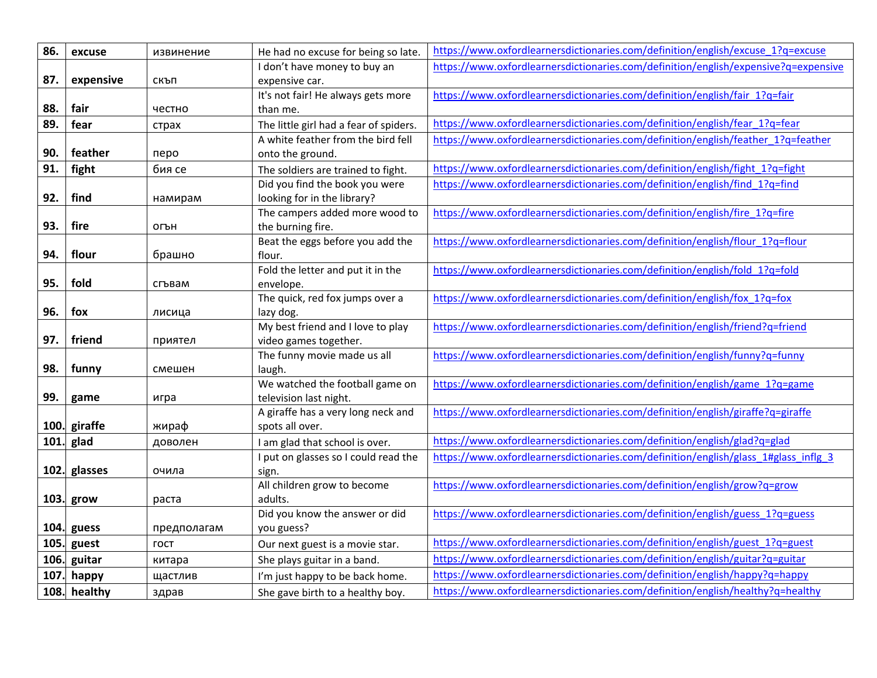| | | | | |
|---|---|---|---|---|
| **86.** | **excuse** | извинение | He had no excuse for being so late. | https://www.oxfordlearnersdictionaries.com/definition/english/excuse_1?q=excuse |
| **87.** | **expensive** | скъп | I don't have money to buy an expensive car. | https://www.oxfordlearnersdictionaries.com/definition/english/expensive?q=expensive |
| **88.** | **fair** | честно | It's not fair! He always gets more than me. | https://www.oxfordlearnersdictionaries.com/definition/english/fair_1?q=fair |
| **89.** | **fear** | страх | The little girl had a fear of spiders. | https://www.oxfordlearnersdictionaries.com/definition/english/fear_1?q=fear |
| **90.** | **feather** | перо | A white feather from the bird fell onto the ground. | https://www.oxfordlearnersdictionaries.com/definition/english/feather_1?q=feather |
| **91.** | **fight** | бия се | The soldiers are trained to fight. | https://www.oxfordlearnersdictionaries.com/definition/english/fight_1?q=fight |
| **92.** | **find** | намирам | Did you find the book you were looking for in the library? | https://www.oxfordlearnersdictionaries.com/definition/english/find_1?q=find |
| **93.** | **fire** | огън | The campers added more wood to the burning fire. | https://www.oxfordlearnersdictionaries.com/definition/english/fire_1?q=fire |
| **94.** | **flour** | брашно | Beat the eggs before you add the flour. | https://www.oxfordlearnersdictionaries.com/definition/english/flour_1?q=flour |
| **95.** | **fold** | сгъвам | Fold the letter and put it in the envelope. | https://www.oxfordlearnersdictionaries.com/definition/english/fold_1?q=fold |
| **96.** | **fox** | лисица | The quick, red fox jumps over a lazy dog. | https://www.oxfordlearnersdictionaries.com/definition/english/fox_1?q=fox |
| **97.** | **friend** | приятел | My best friend and I love to play video games together. | https://www.oxfordlearnersdictionaries.com/definition/english/friend?q=friend |
| **98.** | **funny** | смешен | The funny movie made us all laugh. | https://www.oxfordlearnersdictionaries.com/definition/english/funny?q=funny |
| **99.** | **game** | игра | We watched the football game on television last night. | https://www.oxfordlearnersdictionaries.com/definition/english/game_1?q=game |
| **100.** | **giraffe** | жираф | A giraffe has a very long neck and spots all over. | https://www.oxfordlearnersdictionaries.com/definition/english/giraffe?q=giraffe |
| **101.** | **glad** | доволен | I am glad that school is over. | https://www.oxfordlearnersdictionaries.com/definition/english/glad?q=glad |
| **102.** | **glasses** | очила | I put on glasses so I could read the sign. | https://www.oxfordlearnersdictionaries.com/definition/english/glass_1#glass_inflg_3 |
| **103.** | **grow** | раста | All children grow to become adults. | https://www.oxfordlearnersdictionaries.com/definition/english/grow?q=grow |
| **104.** | **guess** | предполагам | Did you know the answer or did you guess? | https://www.oxfordlearnersdictionaries.com/definition/english/guess_1?q=guess |
| **105.** | **guest** | гост | Our next guest is a movie star. | https://www.oxfordlearnersdictionaries.com/definition/english/guest_1?q=guest |
| **106.** | **guitar** | китара | She plays guitar in a band. | https://www.oxfordlearnersdictionaries.com/definition/english/guitar?q=guitar |
| **107.** | **happy** | щастлив | I'm just happy to be back home. | https://www.oxfordlearnersdictionaries.com/definition/english/happy?q=happy |
| **108.** | **healthy** | здрав | She gave birth to a healthy boy. | https://www.oxfordlearnersdictionaries.com/definition/english/healthy?q=healthy |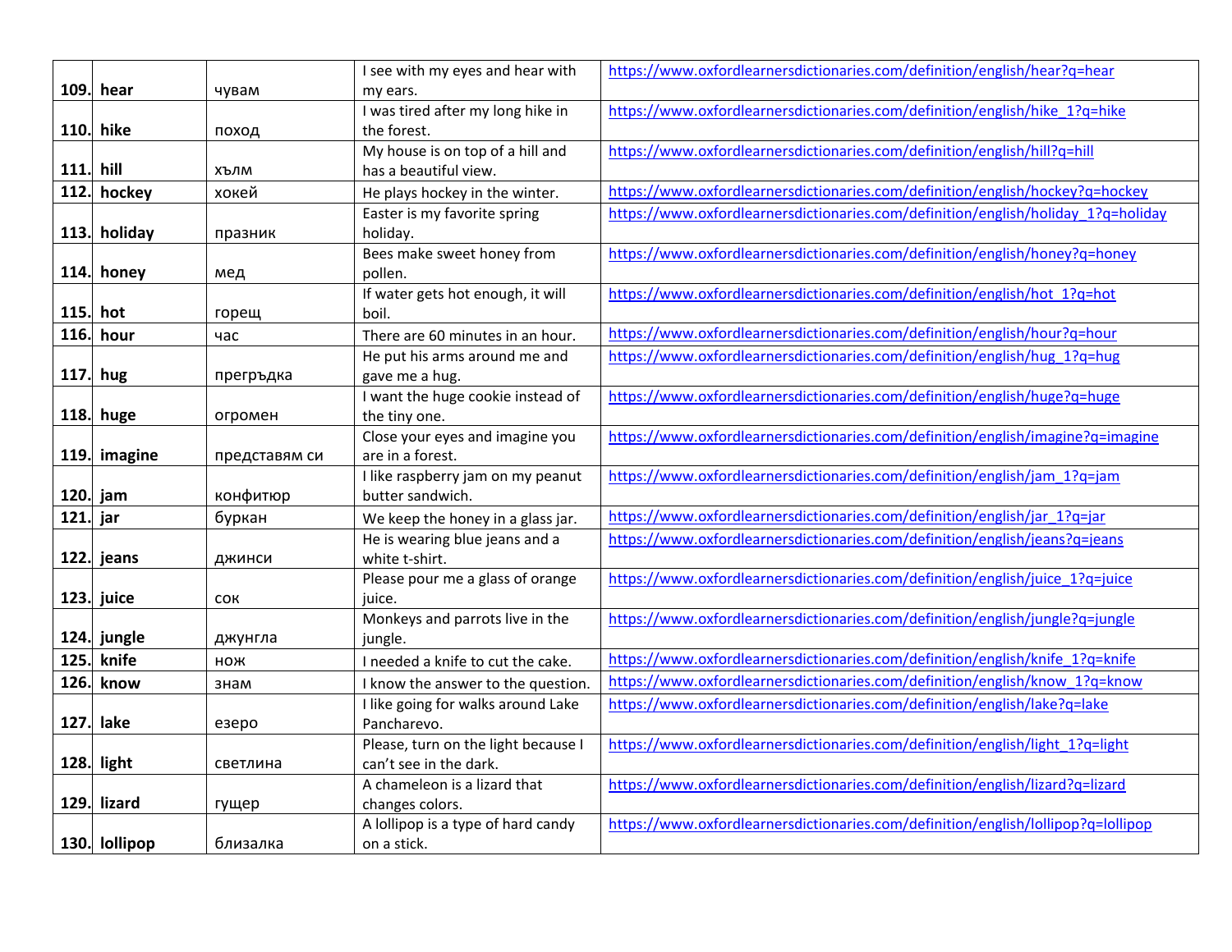| | | | |
|---|---|---|---|
| **109. hear** | чувам | I see with my eyes and hear with my ears. | https://www.oxfordlearnersdictionaries.com/definition/english/hear?q=hear |
| **110. hike** | поход | I was tired after my long hike in the forest. | https://www.oxfordlearnersdictionaries.com/definition/english/hike_1?q=hike |
| **111. hill** | хълм | My house is on top of a hill and has a beautiful view. | https://www.oxfordlearnersdictionaries.com/definition/english/hill?q=hill |
| **112. hockey** | хокей | He plays hockey in the winter. | https://www.oxfordlearnersdictionaries.com/definition/english/hockey?q=hockey |
| **113. holiday** | празник | Easter is my favorite spring holiday. | https://www.oxfordlearnersdictionaries.com/definition/english/holiday_1?q=holiday |
| **114. honey** | мед | Bees make sweet honey from pollen. | https://www.oxfordlearnersdictionaries.com/definition/english/honey?q=honey |
| **115. hot** | горещ | If water gets hot enough, it will boil. | https://www.oxfordlearnersdictionaries.com/definition/english/hot_1?q=hot |
| **116. hour** | час | There are 60 minutes in an hour. | https://www.oxfordlearnersdictionaries.com/definition/english/hour?q=hour |
| **117. hug** | прегръдка | He put his arms around me and gave me a hug. | https://www.oxfordlearnersdictionaries.com/definition/english/hug_1?q=hug |
| **118. huge** | огромен | I want the huge cookie instead of the tiny one. | https://www.oxfordlearnersdictionaries.com/definition/english/huge?q=huge |
| **119. imagine** | представям си | Close your eyes and imagine you are in a forest. | https://www.oxfordlearnersdictionaries.com/definition/english/imagine?q=imagine |
| **120. jam** | конфитюр | I like raspberry jam on my peanut butter sandwich. | https://www.oxfordlearnersdictionaries.com/definition/english/jam_1?q=jam |
| **121. jar** | буркан | We keep the honey in a glass jar. | https://www.oxfordlearnersdictionaries.com/definition/english/jar_1?q=jar |
| **122. jeans** | джинси | He is wearing blue jeans and a white t-shirt. | https://www.oxfordlearnersdictionaries.com/definition/english/jeans?q=jeans |
| **123. juice** | сок | Please pour me a glass of orange juice. | https://www.oxfordlearnersdictionaries.com/definition/english/juice_1?q=juice |
| **124. jungle** | джунгла | Monkeys and parrots live in the jungle. | https://www.oxfordlearnersdictionaries.com/definition/english/jungle?q=jungle |
| **125. knife** | нож | I needed a knife to cut the cake. | https://www.oxfordlearnersdictionaries.com/definition/english/knife_1?q=knife |
| **126. know** | знам | I know the answer to the question. | https://www.oxfordlearnersdictionaries.com/definition/english/know_1?q=know |
| **127. lake** | езеро | I like going for walks around Lake Pancharevo. | https://www.oxfordlearnersdictionaries.com/definition/english/lake?q=lake |
| **128. light** | светлина | Please, turn on the light because I can't see in the dark. | https://www.oxfordlearnersdictionaries.com/definition/english/light_1?q=light |
| **129. lizard** | гущер | A chameleon is a lizard that changes colors. | https://www.oxfordlearnersdictionaries.com/definition/english/lizard?q=lizard |
| **130. lollipop** | близалка | A lollipop is a type of hard candy on a stick. | https://www.oxfordlearnersdictionaries.com/definition/english/lollipop?q=lollipop |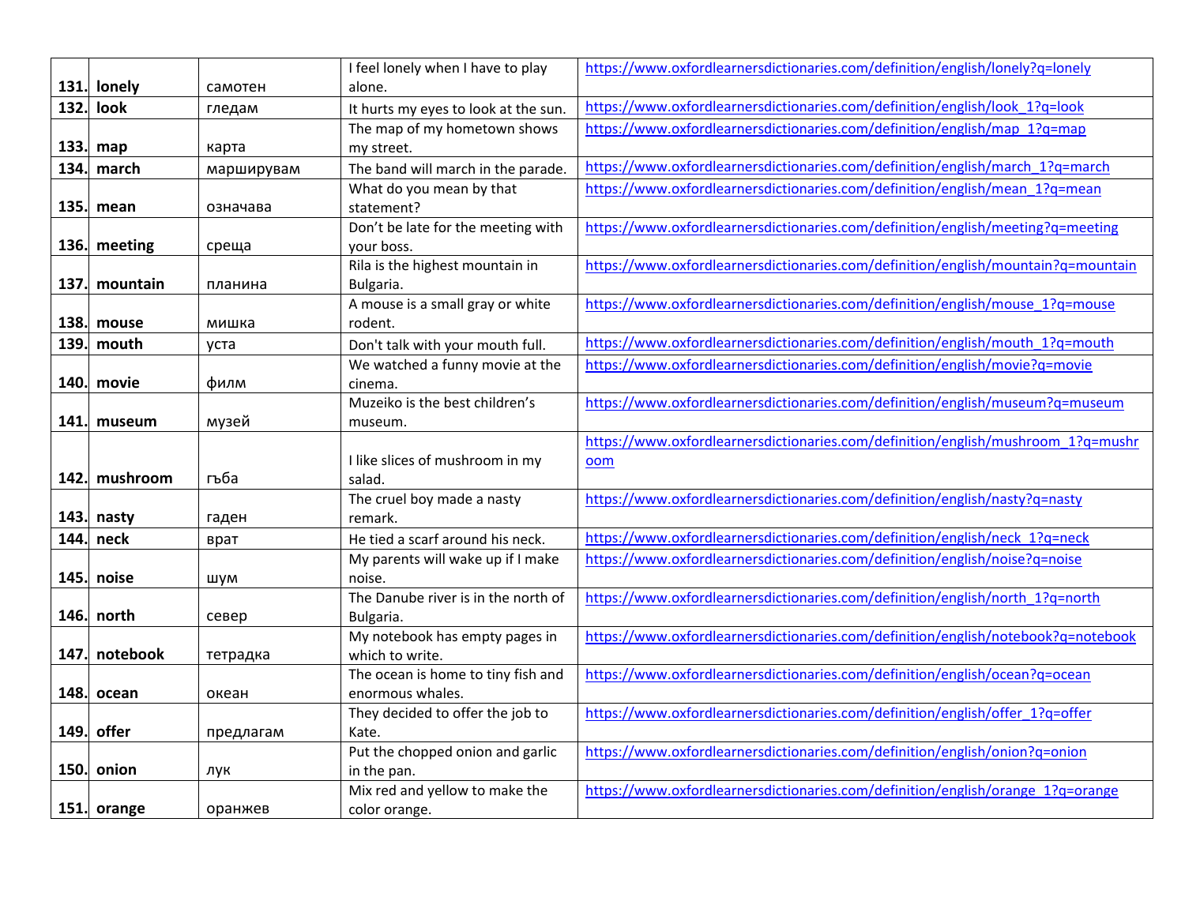| | | | | |
|---|---|---|---|---|
| 131. | **lonely** | самотен | I feel lonely when I have to play alone. | https://www.oxfordlearnersdictionaries.com/definition/english/lonely?q=lonely |
| 132. | **look** | гледам | It hurts my eyes to look at the sun. | https://www.oxfordlearnersdictionaries.com/definition/english/look_1?q=look |
| 133. | **map** | карта | The map of my hometown shows my street. | https://www.oxfordlearnersdictionaries.com/definition/english/map_1?q=map |
| 134. | **march** | марширувам | The band will march in the parade. | https://www.oxfordlearnersdictionaries.com/definition/english/march_1?q=march |
| 135. | **mean** | означава | What do you mean by that statement? | https://www.oxfordlearnersdictionaries.com/definition/english/mean_1?q=mean |
| 136. | **meeting** | среща | Don't be late for the meeting with your boss. | https://www.oxfordlearnersdictionaries.com/definition/english/meeting?q=meeting |
| 137. | **mountain** | планина | Rila is the highest mountain in Bulgaria. | https://www.oxfordlearnersdictionaries.com/definition/english/mountain?q=mountain |
| 138. | **mouse** | мишка | A mouse is a small gray or white rodent. | https://www.oxfordlearnersdictionaries.com/definition/english/mouse_1?q=mouse |
| 139. | **mouth** | уста | Don't talk with your mouth full. | https://www.oxfordlearnersdictionaries.com/definition/english/mouth_1?q=mouth |
| 140. | **movie** | филм | We watched a funny movie at the cinema. | https://www.oxfordlearnersdictionaries.com/definition/english/movie?q=movie |
| 141. | **museum** | музей | Muzeiko is the best children's museum. | https://www.oxfordlearnersdictionaries.com/definition/english/museum?q=museum |
| 142. | **mushroom** | гъба | I like slices of mushroom in my salad. | https://www.oxfordlearnersdictionaries.com/definition/english/mushroom_1?q=mushroom |
| 143. | **nasty** | гаден | The cruel boy made a nasty remark. | https://www.oxfordlearnersdictionaries.com/definition/english/nasty?q=nasty |
| 144. | **neck** | врат | He tied a scarf around his neck. | https://www.oxfordlearnersdictionaries.com/definition/english/neck_1?q=neck |
| 145. | **noise** | шум | My parents will wake up if I make noise. | https://www.oxfordlearnersdictionaries.com/definition/english/noise?q=noise |
| 146. | **north** | север | The Danube river is in the north of Bulgaria. | https://www.oxfordlearnersdictionaries.com/definition/english/north_1?q=north |
| 147. | **notebook** | тетрадка | My notebook has empty pages in which to write. | https://www.oxfordlearnersdictionaries.com/definition/english/notebook?q=notebook |
| 148. | **ocean** | океан | The ocean is home to tiny fish and enormous whales. | https://www.oxfordlearnersdictionaries.com/definition/english/ocean?q=ocean |
| 149. | **offer** | предлагам | They decided to offer the job to Kate. | https://www.oxfordlearnersdictionaries.com/definition/english/offer_1?q=offer |
| 150. | **onion** | лук | Put the chopped onion and garlic in the pan. | https://www.oxfordlearnersdictionaries.com/definition/english/onion?q=onion |
| 151. | **orange** | оранжев | Mix red and yellow to make the color orange. | https://www.oxfordlearnersdictionaries.com/definition/english/orange_1?q=orange |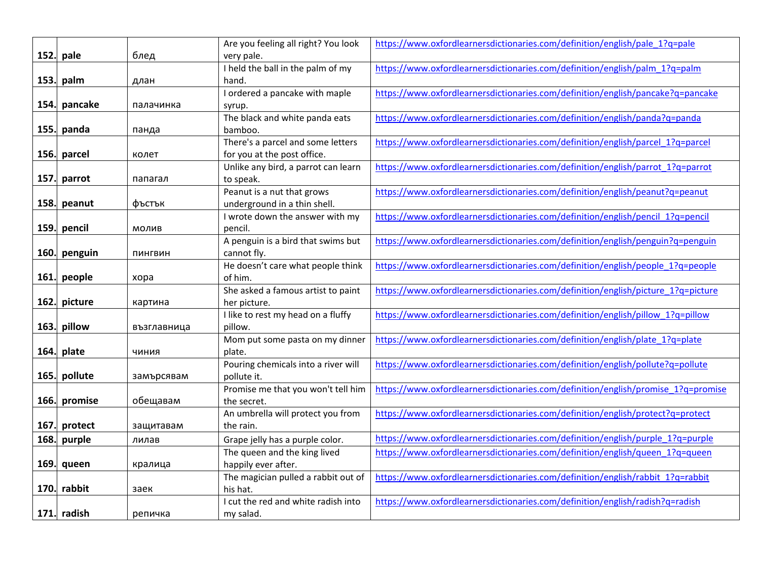| | | | | |
|---|---|---|---|---|
| **152.** | **pale** | блед | Are you feeling all right? You look very pale. | https://www.oxfordlearnersdictionaries.com/definition/english/pale_1?q=pale |
| **153.** | **palm** | длан | I held the ball in the palm of my hand. | https://www.oxfordlearnersdictionaries.com/definition/english/palm_1?q=palm |
| **154.** | **pancake** | палачинка | I ordered a pancake with maple syrup. | https://www.oxfordlearnersdictionaries.com/definition/english/pancake?q=pancake |
| **155.** | **panda** | панда | The black and white panda eats bamboo. | https://www.oxfordlearnersdictionaries.com/definition/english/panda?q=panda |
| **156.** | **parcel** | колет | There's a parcel and some letters for you at the post office. | https://www.oxfordlearnersdictionaries.com/definition/english/parcel_1?q=parcel |
| **157.** | **parrot** | папагал | Unlike any bird, a parrot can learn to speak. | https://www.oxfordlearnersdictionaries.com/definition/english/parrot_1?q=parrot |
| **158.** | **peanut** | фъстък | Peanut is a nut that grows underground in a thin shell. | https://www.oxfordlearnersdictionaries.com/definition/english/peanut?q=peanut |
| **159.** | **pencil** | молив | I wrote down the answer with my pencil. | https://www.oxfordlearnersdictionaries.com/definition/english/pencil_1?q=pencil |
| **160.** | **penguin** | пингвин | A penguin is a bird that swims but cannot fly. | https://www.oxfordlearnersdictionaries.com/definition/english/penguin?q=penguin |
| **161.** | **people** | хора | He doesn't care what people think of him. | https://www.oxfordlearnersdictionaries.com/definition/english/people_1?q=people |
| **162.** | **picture** | картина | She asked a famous artist to paint her picture. | https://www.oxfordlearnersdictionaries.com/definition/english/picture_1?q=picture |
| **163.** | **pillow** | възглавница | I like to rest my head on a fluffy pillow. | https://www.oxfordlearnersdictionaries.com/definition/english/pillow_1?q=pillow |
| **164.** | **plate** | чиния | Mom put some pasta on my dinner plate. | https://www.oxfordlearnersdictionaries.com/definition/english/plate_1?q=plate |
| **165.** | **pollute** | замърсявам | Pouring chemicals into a river will pollute it. | https://www.oxfordlearnersdictionaries.com/definition/english/pollute?q=pollute |
| **166.** | **promise** | обещавам | Promise me that you won't tell him the secret. | https://www.oxfordlearnersdictionaries.com/definition/english/promise_1?q=promise |
| **167.** | **protect** | защитавам | An umbrella will protect you from the rain. | https://www.oxfordlearnersdictionaries.com/definition/english/protect?q=protect |
| **168.** | **purple** | лилав | Grape jelly has a purple color. | https://www.oxfordlearnersdictionaries.com/definition/english/purple_1?q=purple |
| **169.** | **queen** | кралица | The queen and the king lived happily ever after. | https://www.oxfordlearnersdictionaries.com/definition/english/queen_1?q=queen |
| **170.** | **rabbit** | заек | The magician pulled a rabbit out of his hat. | https://www.oxfordlearnersdictionaries.com/definition/english/rabbit_1?q=rabbit |
| **171.** | **radish** | репичка | I cut the red and white radish into my salad. | https://www.oxfordlearnersdictionaries.com/definition/english/radish?q=radish |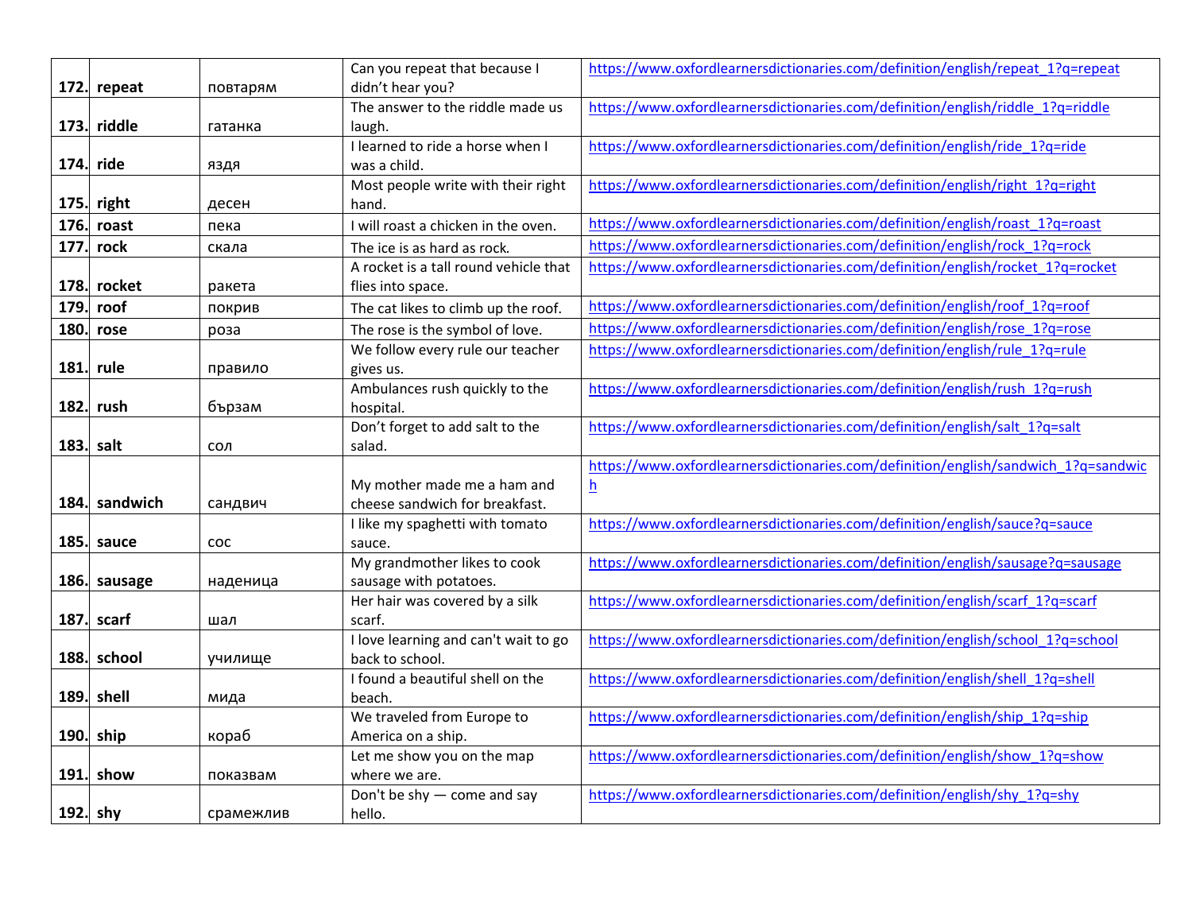| | | | | |
|---|---|---|---|---|
| 172. | **repeat** | повтарям | Can you repeat that because I didn't hear you? | https://www.oxfordlearnersdictionaries.com/definition/english/repeat_1?q=repeat |
| 173. | **riddle** | гатанка | The answer to the riddle made us laugh. | https://www.oxfordlearnersdictionaries.com/definition/english/riddle_1?q=riddle |
| 174. | **ride** | яздя | I learned to ride a horse when I was a child. | https://www.oxfordlearnersdictionaries.com/definition/english/ride_1?q=ride |
| 175. | **right** | десен | Most people write with their right hand. | https://www.oxfordlearnersdictionaries.com/definition/english/right_1?q=right |
| 176. | **roast** | пека | I will roast a chicken in the oven. | https://www.oxfordlearnersdictionaries.com/definition/english/roast_1?q=roast |
| 177. | **rock** | скала | The ice is as hard as rock. | https://www.oxfordlearnersdictionaries.com/definition/english/rock_1?q=rock |
| 178. | **rocket** | ракета | A rocket is a tall round vehicle that flies into space. | https://www.oxfordlearnersdictionaries.com/definition/english/rocket_1?q=rocket |
| 179. | **roof** | покрив | The cat likes to climb up the roof. | https://www.oxfordlearnersdictionaries.com/definition/english/roof_1?q=roof |
| 180. | **rose** | роза | The rose is the symbol of love. | https://www.oxfordlearnersdictionaries.com/definition/english/rose_1?q=rose |
| 181. | **rule** | правило | We follow every rule our teacher gives us. | https://www.oxfordlearnersdictionaries.com/definition/english/rule_1?q=rule |
| 182. | **rush** | бързам | Ambulances rush quickly to the hospital. | https://www.oxfordlearnersdictionaries.com/definition/english/rush_1?q=rush |
| 183. | **salt** | сол | Don't forget to add salt to the salad. | https://www.oxfordlearnersdictionaries.com/definition/english/salt_1?q=salt |
| 184. | **sandwich** | сандвич | My mother made me a ham and cheese sandwich for breakfast. | https://www.oxfordlearnersdictionaries.com/definition/english/sandwich_1?q=sandwich |
| 185. | **sauce** | сос | I like my spaghetti with tomato sauce. | https://www.oxfordlearnersdictionaries.com/definition/english/sauce?q=sauce |
| 186. | **sausage** | наденица | My grandmother likes to cook sausage with potatoes. | https://www.oxfordlearnersdictionaries.com/definition/english/sausage?q=sausage |
| 187. | **scarf** | шал | Her hair was covered by a silk scarf. | https://www.oxfordlearnersdictionaries.com/definition/english/scarf_1?q=scarf |
| 188. | **school** | училище | I love learning and can't wait to go back to school. | https://www.oxfordlearnersdictionaries.com/definition/english/school_1?q=school |
| 189. | **shell** | мида | I found a beautiful shell on the beach. | https://www.oxfordlearnersdictionaries.com/definition/english/shell_1?q=shell |
| 190. | **ship** | кораб | We traveled from Europe to America on a ship. | https://www.oxfordlearnersdictionaries.com/definition/english/ship_1?q=ship |
| 191. | **show** | показвам | Let me show you on the map where we are. | https://www.oxfordlearnersdictionaries.com/definition/english/show_1?q=show |
| 192. | **shy** | срамежлив | Don't be shy — come and say hello. | https://www.oxfordlearnersdictionaries.com/definition/english/shy_1?q=shy |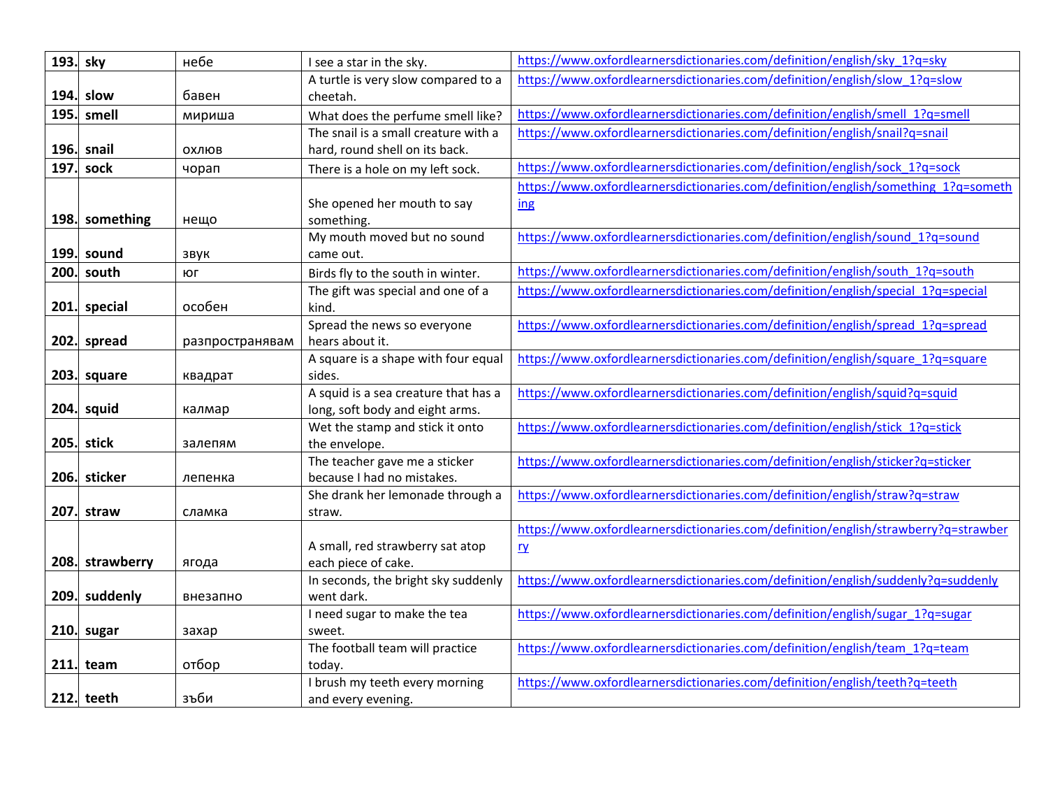| | | | |
|---|---|---|---|
| **193. sky** | небе | I see a star in the sky. | https://www.oxfordlearnersdictionaries.com/definition/english/sky_1?q=sky |
| **194. slow** | бавен | A turtle is very slow compared to a cheetah. | https://www.oxfordlearnersdictionaries.com/definition/english/slow_1?q=slow |
| **195. smell** | мириша | What does the perfume smell like? | https://www.oxfordlearnersdictionaries.com/definition/english/smell_1?q=smell |
| **196. snail** | охлюв | The snail is a small creature with a hard, round shell on its back. | https://www.oxfordlearnersdictionaries.com/definition/english/snail?q=snail |
| **197. sock** | чорап | There is a hole on my left sock. | https://www.oxfordlearnersdictionaries.com/definition/english/sock_1?q=sock |
| **198. something** | нещо | She opened her mouth to say something. | https://www.oxfordlearnersdictionaries.com/definition/english/something_1?q=something |
| **199. sound** | звук | My mouth moved but no sound came out. | https://www.oxfordlearnersdictionaries.com/definition/english/sound_1?q=sound |
| **200. south** | юг | Birds fly to the south in winter. | https://www.oxfordlearnersdictionaries.com/definition/english/south_1?q=south |
| **201. special** | особен | The gift was special and one of a kind. | https://www.oxfordlearnersdictionaries.com/definition/english/special_1?q=special |
| **202. spread** | разпространявам | Spread the news so everyone hears about it. | https://www.oxfordlearnersdictionaries.com/definition/english/spread_1?q=spread |
| **203. square** | квадрат | A square is a shape with four equal sides. | https://www.oxfordlearnersdictionaries.com/definition/english/square_1?q=square |
| **204. squid** | калмар | A squid is a sea creature that has a long, soft body and eight arms. | https://www.oxfordlearnersdictionaries.com/definition/english/squid?q=squid |
| **205. stick** | залепям | Wet the stamp and stick it onto the envelope. | https://www.oxfordlearnersdictionaries.com/definition/english/stick_1?q=stick |
| **206. sticker** | лепенка | The teacher gave me a sticker because I had no mistakes. | https://www.oxfordlearnersdictionaries.com/definition/english/sticker?q=sticker |
| **207. straw** | сламка | She drank her lemonade through a straw. | https://www.oxfordlearnersdictionaries.com/definition/english/straw?q=straw |
| **208. strawberry** | ягода | A small, red strawberry sat atop each piece of cake. | https://www.oxfordlearnersdictionaries.com/definition/english/strawberry?q=strawberry |
| **209. suddenly** | внезапно | In seconds, the bright sky suddenly went dark. | https://www.oxfordlearnersdictionaries.com/definition/english/suddenly?q=suddenly |
| **210. sugar** | захар | I need sugar to make the tea sweet. | https://www.oxfordlearnersdictionaries.com/definition/english/sugar_1?q=sugar |
| **211. team** | отбор | The football team will practice today. | https://www.oxfordlearnersdictionaries.com/definition/english/team_1?q=team |
| **212. teeth** | зъби | I brush my teeth every morning and every evening. | https://www.oxfordlearnersdictionaries.com/definition/english/teeth?q=teeth |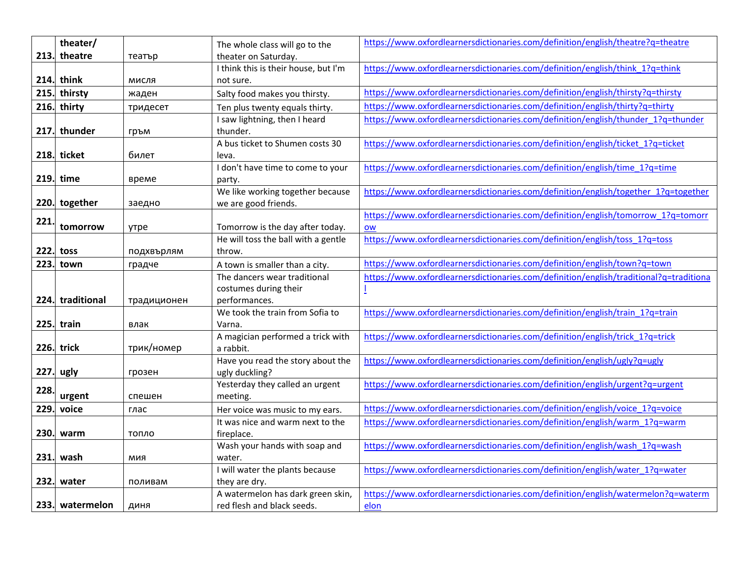| | | | | |
|---|---|---|---|---|
| 213. | **theater/ theatre** | театър | The whole class will go to the theater on Saturday. | https://www.oxfordlearnersdictionaries.com/definition/english/theatre?q=theatre |
| 214. | **think** | мисля | I think this is their house, but I'm not sure. | https://www.oxfordlearnersdictionaries.com/definition/english/think_1?q=think |
| 215. | **thirsty** | жаден | Salty food makes you thirsty. | https://www.oxfordlearnersdictionaries.com/definition/english/thirsty?q=thirsty |
| 216. | **thirty** | тридесет | Ten plus twenty equals thirty. | https://www.oxfordlearnersdictionaries.com/definition/english/thirty?q=thirty |
| 217. | **thunder** | гръм | I saw lightning, then I heard thunder. | https://www.oxfordlearnersdictionaries.com/definition/english/thunder_1?q=thunder |
| 218. | **ticket** | билет | A bus ticket to Shumen costs 30 leva. | https://www.oxfordlearnersdictionaries.com/definition/english/ticket_1?q=ticket |
| 219. | **time** | време | I don't have time to come to your party. | https://www.oxfordlearnersdictionaries.com/definition/english/time_1?q=time |
| 220. | **together** | заедно | We like working together because we are good friends. | https://www.oxfordlearnersdictionaries.com/definition/english/together_1?q=together |
| 221. | **tomorrow** | утре | Tomorrow is the day after today. | https://www.oxfordlearnersdictionaries.com/definition/english/tomorrow_1?q=tomorrow |
| 222. | **toss** | подхвърлям | He will toss the ball with a gentle throw. | https://www.oxfordlearnersdictionaries.com/definition/english/toss_1?q=toss |
| 223. | **town** | градче | A town is smaller than a city. | https://www.oxfordlearnersdictionaries.com/definition/english/town?q=town |
| 224. | **traditional** | традиционен | The dancers wear traditional costumes during their performances. | https://www.oxfordlearnersdictionaries.com/definition/english/traditional?q=traditional |
| 225. | **train** | влак | We took the train from Sofia to Varna. | https://www.oxfordlearnersdictionaries.com/definition/english/train_1?q=train |
| 226. | **trick** | трик/номер | A magician performed a trick with a rabbit. | https://www.oxfordlearnersdictionaries.com/definition/english/trick_1?q=trick |
| 227. | **ugly** | грозен | Have you read the story about the ugly duckling? | https://www.oxfordlearnersdictionaries.com/definition/english/ugly?q=ugly |
| 228. | **urgent** | спешен | Yesterday they called an urgent meeting. | https://www.oxfordlearnersdictionaries.com/definition/english/urgent?q=urgent |
| 229. | **voice** | глас | Her voice was music to my ears. | https://www.oxfordlearnersdictionaries.com/definition/english/voice_1?q=voice |
| 230. | **warm** | топло | It was nice and warm next to the fireplace. | https://www.oxfordlearnersdictionaries.com/definition/english/warm_1?q=warm |
| 231. | **wash** | мия | Wash your hands with soap and water. | https://www.oxfordlearnersdictionaries.com/definition/english/wash_1?q=wash |
| 232. | **water** | поливам | I will water the plants because they are dry. | https://www.oxfordlearnersdictionaries.com/definition/english/water_1?q=water |
| 233. | **watermelon** | диня | A watermelon has dark green skin, red flesh and black seeds. | https://www.oxfordlearnersdictionaries.com/definition/english/watermelon?q=watermelon |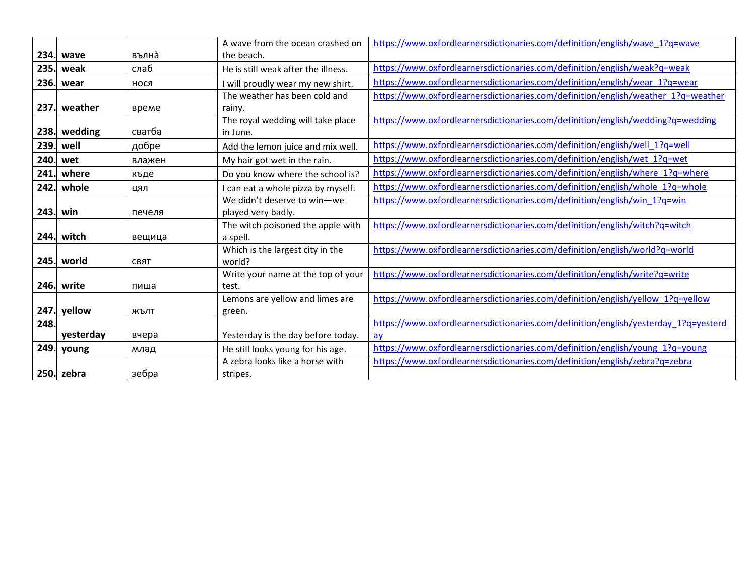| | | | | |
|---|---|---|---|---|
| **234.** | **wave** | вълнà | A wave from the ocean crashed on the beach. | https://www.oxfordlearnersdictionaries.com/definition/english/wave_1?q=wave |
| **235.** | **weak** | слаб | He is still weak after the illness. | https://www.oxfordlearnersdictionaries.com/definition/english/weak?q=weak |
| **236.** | **wear** | нося | I will proudly wear my new shirt. | https://www.oxfordlearnersdictionaries.com/definition/english/wear_1?q=wear |
| **237.** | **weather** | време | The weather has been cold and rainy. | https://www.oxfordlearnersdictionaries.com/definition/english/weather_1?q=weather |
| **238.** | **wedding** | сватба | The royal wedding will take place in June. | https://www.oxfordlearnersdictionaries.com/definition/english/wedding?q=wedding |
| **239.** | **well** | добре | Add the lemon juice and mix well. | https://www.oxfordlearnersdictionaries.com/definition/english/well_1?q=well |
| **240.** | **wet** | влажен | My hair got wet in the rain. | https://www.oxfordlearnersdictionaries.com/definition/english/wet_1?q=wet |
| **241.** | **where** | къде | Do you know where the school is? | https://www.oxfordlearnersdictionaries.com/definition/english/where_1?q=where |
| **242.** | **whole** | цял | I can eat a whole pizza by myself. | https://www.oxfordlearnersdictionaries.com/definition/english/whole_1?q=whole |
| **243.** | **win** | печеля | We didn't deserve to win—we played very badly. | https://www.oxfordlearnersdictionaries.com/definition/english/win_1?q=win |
| **244.** | **witch** | вещица | The witch poisoned the apple with a spell. | https://www.oxfordlearnersdictionaries.com/definition/english/witch?q=witch |
| **245.** | **world** | свят | Which is the largest city in the world? | https://www.oxfordlearnersdictionaries.com/definition/english/world?q=world |
| **246.** | **write** | пиша | Write your name at the top of your test. | https://www.oxfordlearnersdictionaries.com/definition/english/write?q=write |
| **247.** | **yellow** | жълт | Lemons are yellow and limes are green. | https://www.oxfordlearnersdictionaries.com/definition/english/yellow_1?q=yellow |
| **248.** | **yesterday** | вчера | Yesterday is the day before today. | https://www.oxfordlearnersdictionaries.com/definition/english/yesterday_1?q=yesterday |
| **249.** | **young** | млад | He still looks young for his age. | https://www.oxfordlearnersdictionaries.com/definition/english/young_1?q=young |
| **250.** | **zebra** | зебра | A zebra looks like a horse with stripes. | https://www.oxfordlearnersdictionaries.com/definition/english/zebra?q=zebra |